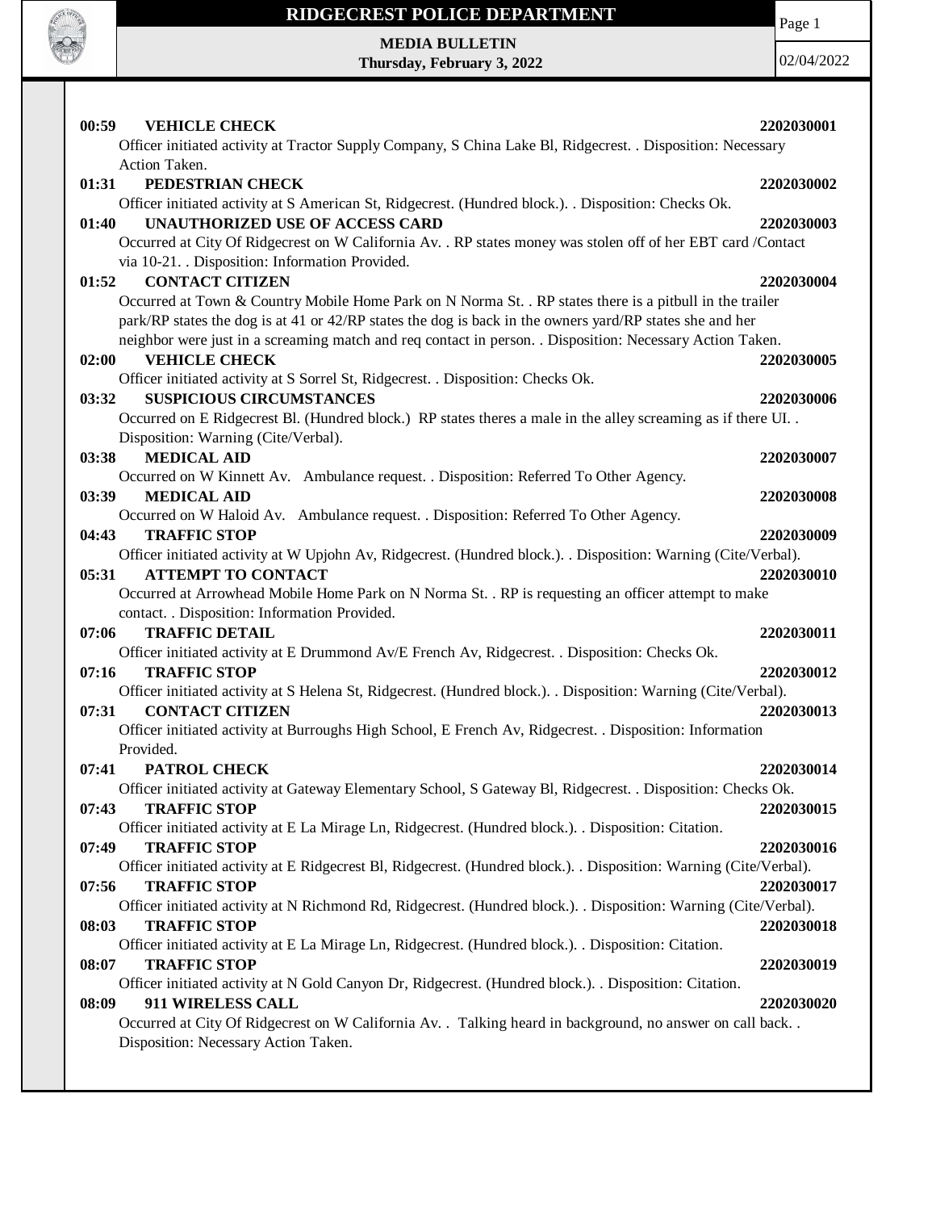# RIDGECREST POLICE DEPARTMENT

**MEDIA BULLETIN**
**Thursday, February 3, 2022**

02/04/2022

**00:59 VEHICLE CHECK** **2202030001**
Officer initiated activity at Tractor Supply Company, S China Lake Bl, Ridgecrest. . Disposition: Necessary Action Taken.

**01:31 PEDESTRIAN CHECK** **2202030002**
Officer initiated activity at S American St, Ridgecrest. (Hundred block.). . Disposition: Checks Ok.

**01:40 UNAUTHORIZED USE OF ACCESS CARD** **2202030003**
Occurred at City Of Ridgecrest on W California Av. . RP states money was stolen off of her EBT card /Contact via 10-21. . Disposition: Information Provided.

**01:52 CONTACT CITIZEN** **2202030004**
Occurred at Town & Country Mobile Home Park on N Norma St. . RP states there is a pitbull in the trailer park/RP states the dog is at 41 or 42/RP states the dog is back in the owners yard/RP states she and her neighbor were just in a screaming match and req contact in person. . Disposition: Necessary Action Taken.

**02:00 VEHICLE CHECK** **2202030005**
Officer initiated activity at S Sorrel St, Ridgecrest. . Disposition: Checks Ok.

**03:32 SUSPICIOUS CIRCUMSTANCES** **2202030006**
Occurred on E Ridgecrest Bl. (Hundred block.) RP states theres a male in the alley screaming as if there UI. . Disposition: Warning (Cite/Verbal).

**03:38 MEDICAL AID** **2202030007**
Occurred on W Kinnett Av. Ambulance request. . Disposition: Referred To Other Agency.

**03:39 MEDICAL AID** **2202030008**
Occurred on W Haloid Av. Ambulance request. . Disposition: Referred To Other Agency.

**04:43 TRAFFIC STOP** **2202030009**
Officer initiated activity at W Upjohn Av, Ridgecrest. (Hundred block.). . Disposition: Warning (Cite/Verbal).

**05:31 ATTEMPT TO CONTACT** **2202030010**
Occurred at Arrowhead Mobile Home Park on N Norma St. . RP is requesting an officer attempt to make contact. . Disposition: Information Provided.

**07:06 TRAFFIC DETAIL** **2202030011**
Officer initiated activity at E Drummond Av/E French Av, Ridgecrest. . Disposition: Checks Ok.

**07:16 TRAFFIC STOP** **2202030012**
Officer initiated activity at S Helena St, Ridgecrest. (Hundred block.). . Disposition: Warning (Cite/Verbal).

**07:31 CONTACT CITIZEN** **2202030013**
Officer initiated activity at Burroughs High School, E French Av, Ridgecrest. . Disposition: Information Provided.

**07:41 PATROL CHECK** **2202030014**
Officer initiated activity at Gateway Elementary School, S Gateway Bl, Ridgecrest. . Disposition: Checks Ok.

**07:43 TRAFFIC STOP** **2202030015**
Officer initiated activity at E La Mirage Ln, Ridgecrest. (Hundred block.). . Disposition: Citation.

**07:49 TRAFFIC STOP** **2202030016**
Officer initiated activity at E Ridgecrest Bl, Ridgecrest. (Hundred block.). . Disposition: Warning (Cite/Verbal).

**07:56 TRAFFIC STOP** **2202030017**
Officer initiated activity at N Richmond Rd, Ridgecrest. (Hundred block.). . Disposition: Warning (Cite/Verbal).

**08:03 TRAFFIC STOP** **2202030018**
Officer initiated activity at E La Mirage Ln, Ridgecrest. (Hundred block.). . Disposition: Citation.

**08:07 TRAFFIC STOP** **2202030019**
Officer initiated activity at N Gold Canyon Dr, Ridgecrest. (Hundred block.). . Disposition: Citation.

**08:09 911 WIRELESS CALL** **2202030020**
Occurred at City Of Ridgecrest on W California Av. . Talking heard in background, no answer on call back. . Disposition: Necessary Action Taken.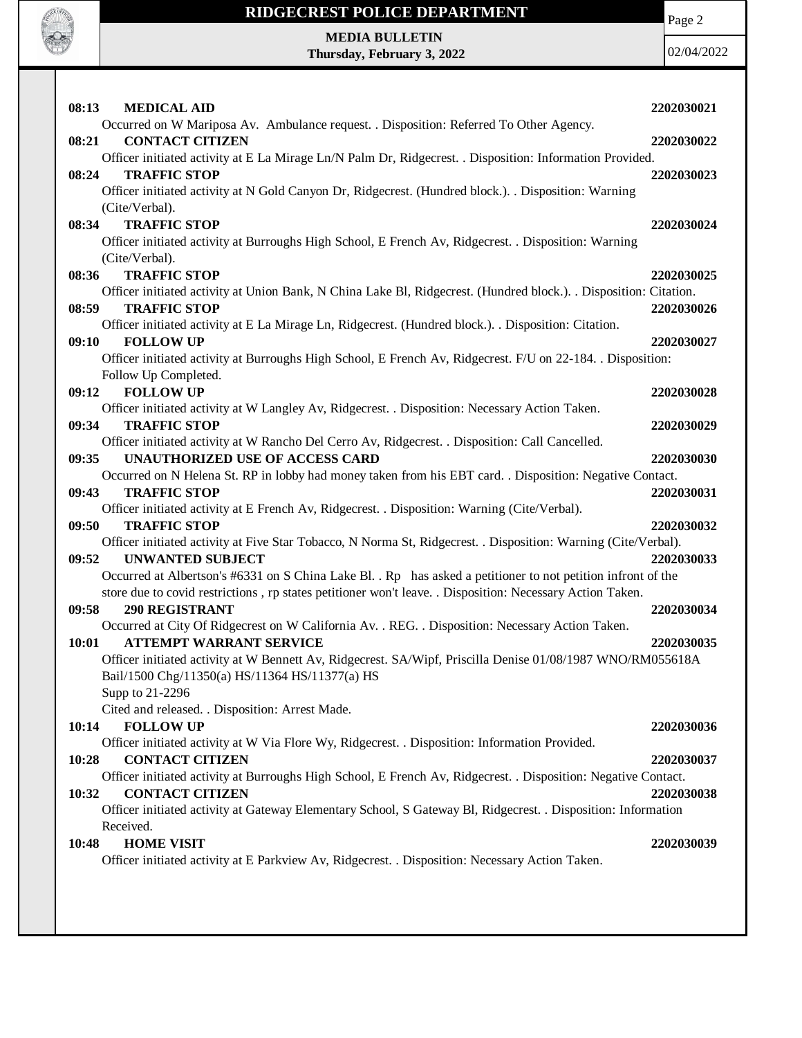**08:13 MEDICAL AID** **2202030021**
Occurred on W Mariposa Av. Ambulance request. . Disposition: Referred To Other Agency.

**08:21 CONTACT CITIZEN** **2202030022**
Officer initiated activity at E La Mirage Ln/N Palm Dr, Ridgecrest. . Disposition: Information Provided.

**08:24 TRAFFIC STOP** **2202030023**
Officer initiated activity at N Gold Canyon Dr, Ridgecrest. (Hundred block.). . Disposition: Warning (Cite/Verbal).

**08:34 TRAFFIC STOP** **2202030024**
Officer initiated activity at Burroughs High School, E French Av, Ridgecrest. . Disposition: Warning (Cite/Verbal).

**08:36 TRAFFIC STOP** **2202030025**
Officer initiated activity at Union Bank, N China Lake Bl, Ridgecrest. (Hundred block.). . Disposition: Citation.

**08:59 TRAFFIC STOP** **2202030026**
Officer initiated activity at E La Mirage Ln, Ridgecrest. (Hundred block.). . Disposition: Citation.

**09:10 FOLLOW UP** **2202030027**
Officer initiated activity at Burroughs High School, E French Av, Ridgecrest. F/U on 22-184. . Disposition: Follow Up Completed.

**09:12 FOLLOW UP** **2202030028**
Officer initiated activity at W Langley Av, Ridgecrest. . Disposition: Necessary Action Taken.

**09:34 TRAFFIC STOP** **2202030029**
Officer initiated activity at W Rancho Del Cerro Av, Ridgecrest. . Disposition: Call Cancelled.

**09:35 UNAUTHORIZED USE OF ACCESS CARD** **2202030030**
Occurred on N Helena St. RP in lobby had money taken from his EBT card. . Disposition: Negative Contact.

**09:43 TRAFFIC STOP** **2202030031**
Officer initiated activity at E French Av, Ridgecrest. . Disposition: Warning (Cite/Verbal).

**09:50 TRAFFIC STOP** **2202030032**
Officer initiated activity at Five Star Tobacco, N Norma St, Ridgecrest. . Disposition: Warning (Cite/Verbal).

**09:52 UNWANTED SUBJECT** **2202030033**
Occurred at Albertson's #6331 on S China Lake Bl. . Rp has asked a petitioner to not petition infront of the store due to covid restrictions , rp states petitioner won't leave. . Disposition: Necessary Action Taken.

**09:58 290 REGISTRANT** **2202030034**
Occurred at City Of Ridgecrest on W California Av. . REG. . Disposition: Necessary Action Taken.

**10:01 ATTEMPT WARRANT SERVICE** **2202030035**
Officer initiated activity at W Bennett Av, Ridgecrest. SA/Wipf, Priscilla Denise 01/08/1987 WNO/RM055618A Bail/1500 Chg/11350(a) HS/11364 HS/11377(a) HS
Supp to 21-2296
Cited and released. . Disposition: Arrest Made.

**10:14 FOLLOW UP** **2202030036**
Officer initiated activity at W Via Flore Wy, Ridgecrest. . Disposition: Information Provided.

**10:28 CONTACT CITIZEN** **2202030037**
Officer initiated activity at Burroughs High School, E French Av, Ridgecrest. . Disposition: Negative Contact.

**10:32 CONTACT CITIZEN** **2202030038**
Officer initiated activity at Gateway Elementary School, S Gateway Bl, Ridgecrest. . Disposition: Information Received.

**10:48 HOME VISIT** **2202030039**
Officer initiated activity at E Parkview Av, Ridgecrest. . Disposition: Necessary Action Taken.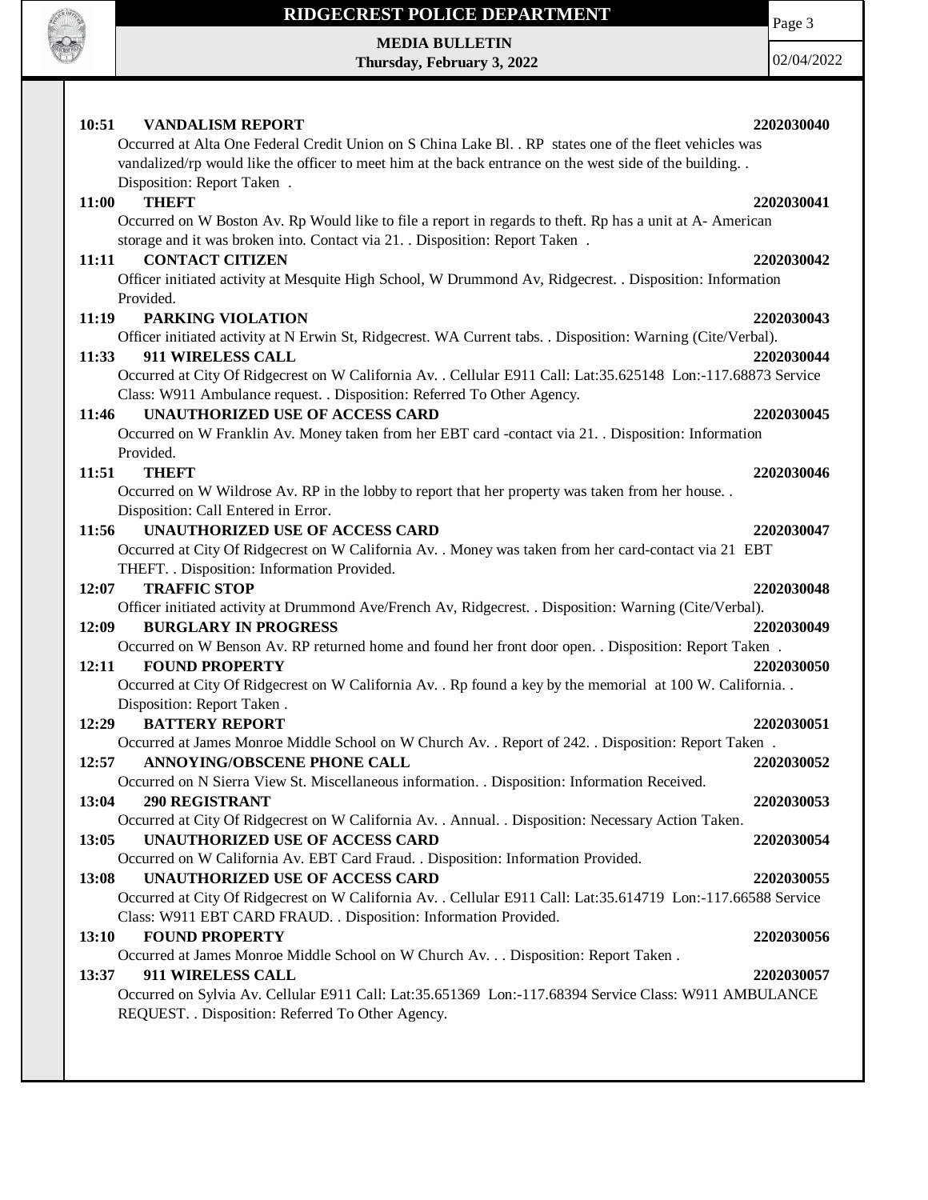**10:51 VANDALISM REPORT** **2202030040**

Occurred at Alta One Federal Credit Union on S China Lake Bl. . RP states one of the fleet vehicles was vandalized/rp would like the officer to meet him at the back entrance on the west side of the building. . Disposition: Report Taken .

**11:00 THEFT** **2202030041**

Occurred on W Boston Av. Rp Would like to file a report in regards to theft. Rp has a unit at A- American storage and it was broken into. Contact via 21. . Disposition: Report Taken .

**11:11 CONTACT CITIZEN** **2202030042**

Officer initiated activity at Mesquite High School, W Drummond Av, Ridgecrest. . Disposition: Information Provided.

**11:19 PARKING VIOLATION** **2202030043**

Officer initiated activity at N Erwin St, Ridgecrest. WA Current tabs. . Disposition: Warning (Cite/Verbal).

**11:33 911 WIRELESS CALL** **2202030044**

Occurred at City Of Ridgecrest on W California Av. . Cellular E911 Call: Lat:35.625148 Lon:-117.68873 Service Class: W911 Ambulance request. . Disposition: Referred To Other Agency.

**11:46 UNAUTHORIZED USE OF ACCESS CARD** **2202030045**

Occurred on W Franklin Av. Money taken from her EBT card -contact via 21. . Disposition: Information Provided.

**11:51 THEFT** **2202030046**

Occurred on W Wildrose Av. RP in the lobby to report that her property was taken from her house. . Disposition: Call Entered in Error.

**11:56 UNAUTHORIZED USE OF ACCESS CARD** **2202030047**

Occurred at City Of Ridgecrest on W California Av. . Money was taken from her card-contact via 21 EBT THEFT. . Disposition: Information Provided.

**12:07 TRAFFIC STOP** **2202030048**

Officer initiated activity at Drummond Ave/French Av, Ridgecrest. . Disposition: Warning (Cite/Verbal).

**12:09 BURGLARY IN PROGRESS** **2202030049**

Occurred on W Benson Av. RP returned home and found her front door open. . Disposition: Report Taken .

**12:11 FOUND PROPERTY** **2202030050**

Occurred at City Of Ridgecrest on W California Av. . Rp found a key by the memorial at 100 W. California. . Disposition: Report Taken .

**12:29 BATTERY REPORT** **2202030051**

Occurred at James Monroe Middle School on W Church Av. . Report of 242. . Disposition: Report Taken .

**12:57 ANNOYING/OBSCENE PHONE CALL** **2202030052**

Occurred on N Sierra View St. Miscellaneous information. . Disposition: Information Received.

**13:04 290 REGISTRANT** **2202030053**

Occurred at City Of Ridgecrest on W California Av. . Annual. . Disposition: Necessary Action Taken.

**13:05 UNAUTHORIZED USE OF ACCESS CARD** **2202030054**

Occurred on W California Av. EBT Card Fraud. . Disposition: Information Provided.

**13:08 UNAUTHORIZED USE OF ACCESS CARD** **2202030055**

Occurred at City Of Ridgecrest on W California Av. . Cellular E911 Call: Lat:35.614719 Lon:-117.66588 Service Class: W911 EBT CARD FRAUD. . Disposition: Information Provided.

**13:10 FOUND PROPERTY** **2202030056**

Occurred at James Monroe Middle School on W Church Av. . . Disposition: Report Taken .

**13:37 911 WIRELESS CALL** **2202030057**

Occurred on Sylvia Av. Cellular E911 Call: Lat:35.651369 Lon:-117.68394 Service Class: W911 AMBULANCE REQUEST. . Disposition: Referred To Other Agency.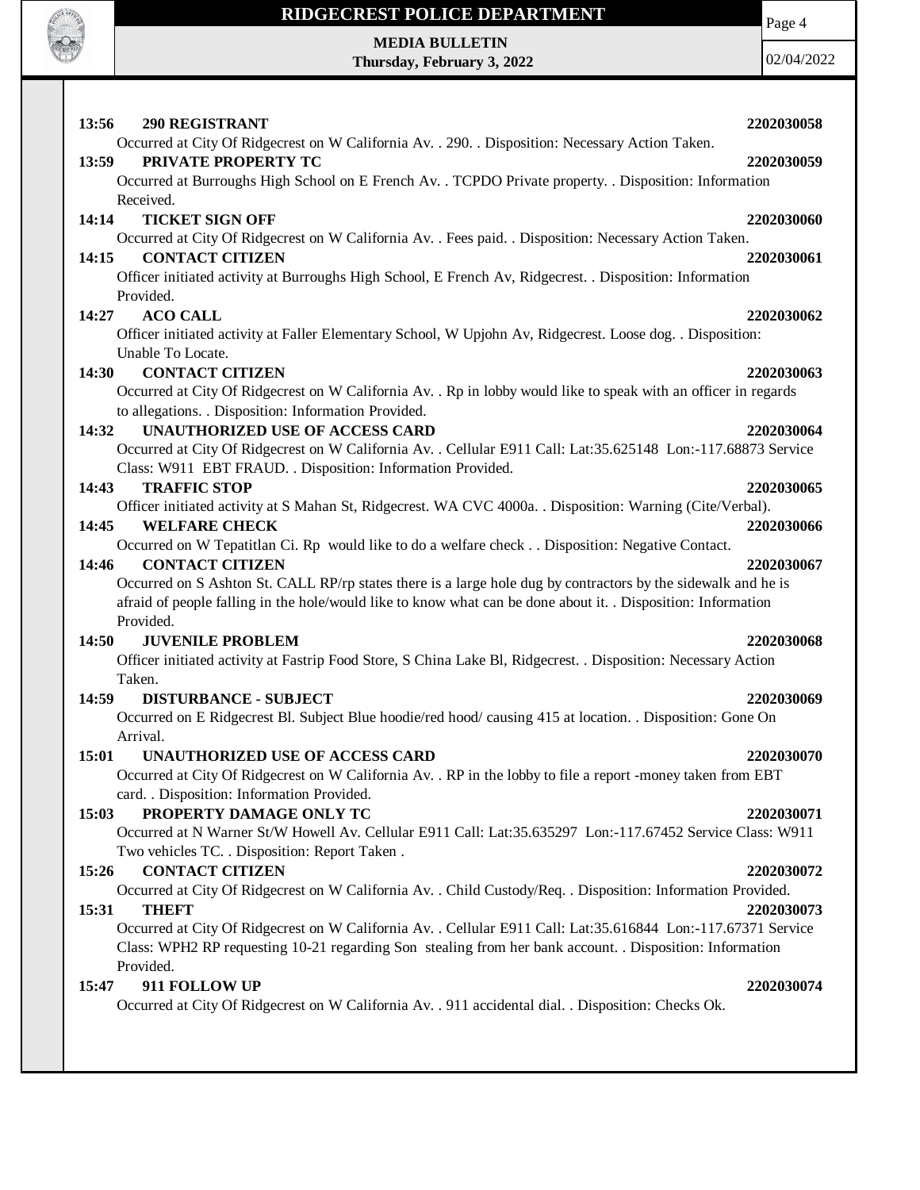**13:56 290 REGISTRANT 2202030058**

Occurred at City Of Ridgecrest on W California Av. . 290. . Disposition: Necessary Action Taken.

**13:59 PRIVATE PROPERTY TC 2202030059**

Occurred at Burroughs High School on E French Av. . TCPDO Private property. . Disposition: Information Received.

**14:14 TICKET SIGN OFF 2202030060**

Occurred at City Of Ridgecrest on W California Av. . Fees paid. . Disposition: Necessary Action Taken.

**14:15 CONTACT CITIZEN 2202030061**

Officer initiated activity at Burroughs High School, E French Av, Ridgecrest. . Disposition: Information Provided.

**14:27 ACO CALL 2202030062**

Officer initiated activity at Faller Elementary School, W Upjohn Av, Ridgecrest. Loose dog. . Disposition: Unable To Locate.

**14:30 CONTACT CITIZEN 2202030063**

Occurred at City Of Ridgecrest on W California Av. . Rp in lobby would like to speak with an officer in regards to allegations. . Disposition: Information Provided.

**14:32 UNAUTHORIZED USE OF ACCESS CARD 2202030064**

Occurred at City Of Ridgecrest on W California Av. . Cellular E911 Call: Lat:35.625148 Lon:-117.68873 Service Class: W911 EBT FRAUD. . Disposition: Information Provided.

**14:43 TRAFFIC STOP 2202030065**

Officer initiated activity at S Mahan St, Ridgecrest. WA CVC 4000a. . Disposition: Warning (Cite/Verbal).

**14:45 WELFARE CHECK 2202030066**

Occurred on W Tepatitlan Ci. Rp would like to do a welfare check . . Disposition: Negative Contact.

**14:46 CONTACT CITIZEN 2202030067**

Occurred on S Ashton St. CALL RP/rp states there is a large hole dug by contractors by the sidewalk and he is afraid of people falling in the hole/would like to know what can be done about it. . Disposition: Information Provided.

**14:50 JUVENILE PROBLEM 2202030068**

Officer initiated activity at Fastrip Food Store, S China Lake Bl, Ridgecrest. . Disposition: Necessary Action Taken.

**14:59 DISTURBANCE - SUBJECT 2202030069**

Occurred on E Ridgecrest Bl. Subject Blue hoodie/red hood/ causing 415 at location. . Disposition: Gone On Arrival.

**15:01 UNAUTHORIZED USE OF ACCESS CARD 2202030070**

Occurred at City Of Ridgecrest on W California Av. . RP in the lobby to file a report -money taken from EBT card. . Disposition: Information Provided.

**15:03 PROPERTY DAMAGE ONLY TC 2202030071**

Occurred at N Warner St/W Howell Av. Cellular E911 Call: Lat:35.635297 Lon:-117.67452 Service Class: W911 Two vehicles TC. . Disposition: Report Taken .

**15:26 CONTACT CITIZEN 2202030072**

Occurred at City Of Ridgecrest on W California Av. . Child Custody/Req. . Disposition: Information Provided.

**15:31 THEFT 2202030073**

Occurred at City Of Ridgecrest on W California Av. . Cellular E911 Call: Lat:35.616844 Lon:-117.67371 Service Class: WPH2 RP requesting 10-21 regarding Son stealing from her bank account. . Disposition: Information Provided.

**15:47 911 FOLLOW UP 2202030074**

Occurred at City Of Ridgecrest on W California Av. . 911 accidental dial. . Disposition: Checks Ok.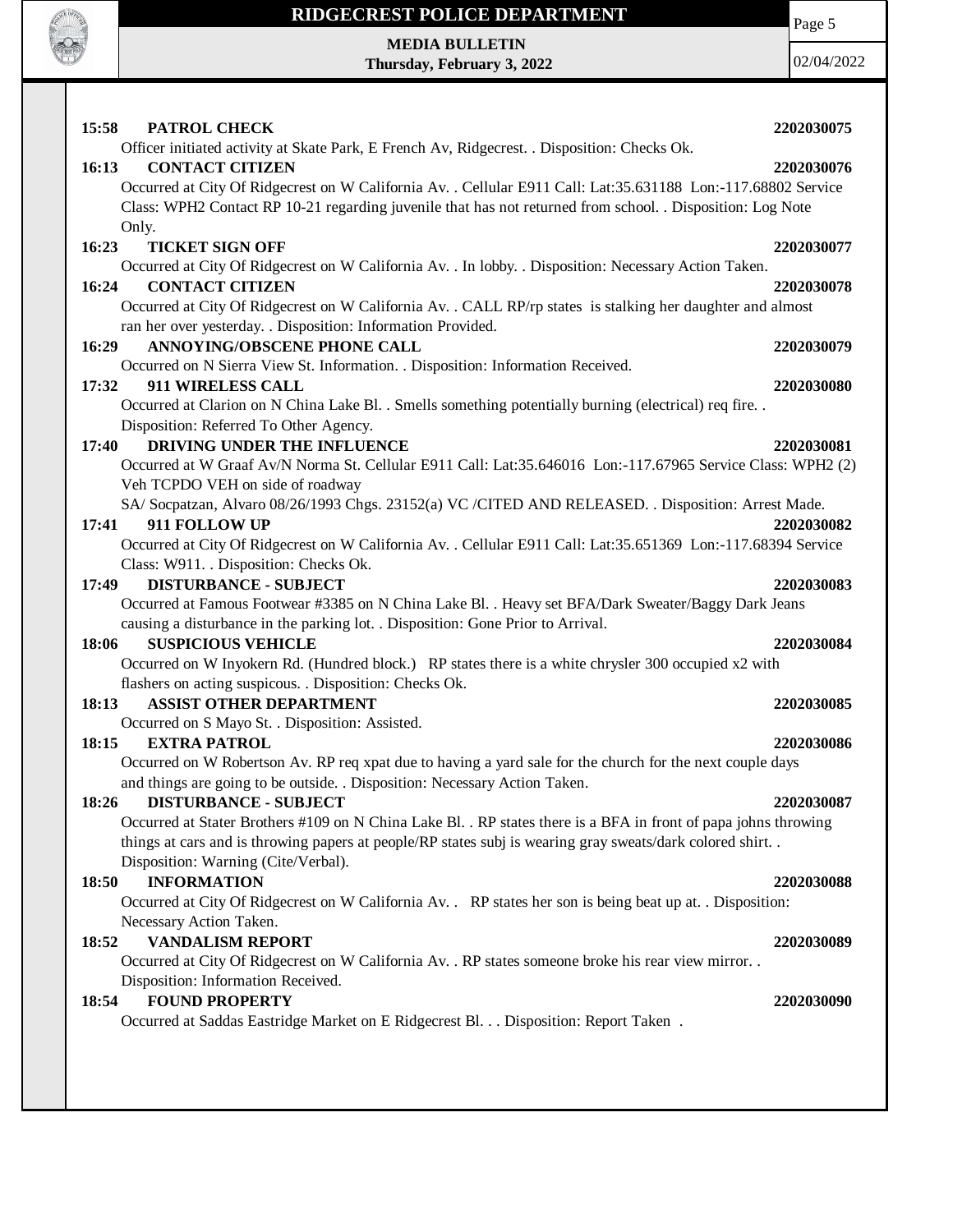**15:58 PATROL CHECK 2202030075**
Officer initiated activity at Skate Park, E French Av, Ridgecrest. . Disposition: Checks Ok.

**16:13 CONTACT CITIZEN 2202030076**
Occurred at City Of Ridgecrest on W California Av. . Cellular E911 Call: Lat:35.631188 Lon:-117.68802 Service Class: WPH2 Contact RP 10-21 regarding juvenile that has not returned from school. . Disposition: Log Note Only.

**16:23 TICKET SIGN OFF 2202030077**
Occurred at City Of Ridgecrest on W California Av. . In lobby. . Disposition: Necessary Action Taken.

**16:24 CONTACT CITIZEN 2202030078**
Occurred at City Of Ridgecrest on W California Av. . CALL RP/rp states is stalking her daughter and almost ran her over yesterday. . Disposition: Information Provided.

**16:29 ANNOYING/OBSCENE PHONE CALL 2202030079**
Occurred on N Sierra View St. Information. . Disposition: Information Received.

**17:32 911 WIRELESS CALL 2202030080**
Occurred at Clarion on N China Lake Bl. . Smells something potentially burning (electrical) req fire. . Disposition: Referred To Other Agency.

**17:40 DRIVING UNDER THE INFLUENCE 2202030081**
Occurred at W Graaf Av/N Norma St. Cellular E911 Call: Lat:35.646016 Lon:-117.67965 Service Class: WPH2 (2) Veh TCPDO VEH on side of roadway
SA/ Socpatzan, Alvaro 08/26/1993 Chgs. 23152(a) VC /CITED AND RELEASED. . Disposition: Arrest Made.

**17:41 911 FOLLOW UP 2202030082**
Occurred at City Of Ridgecrest on W California Av. . Cellular E911 Call: Lat:35.651369 Lon:-117.68394 Service Class: W911. . Disposition: Checks Ok.

**17:49 DISTURBANCE - SUBJECT 2202030083**
Occurred at Famous Footwear #3385 on N China Lake Bl. . Heavy set BFA/Dark Sweater/Baggy Dark Jeans causing a disturbance in the parking lot. . Disposition: Gone Prior to Arrival.

**18:06 SUSPICIOUS VEHICLE 2202030084**
Occurred on W Inyokern Rd. (Hundred block.) RP states there is a white chrysler 300 occupied x2 with flashers on acting suspicous. . Disposition: Checks Ok.

**18:13 ASSIST OTHER DEPARTMENT 2202030085**
Occurred on S Mayo St. . Disposition: Assisted.

**18:15 EXTRA PATROL 2202030086**
Occurred on W Robertson Av. RP req xpat due to having a yard sale for the church for the next couple days and things are going to be outside. . Disposition: Necessary Action Taken.

**18:26 DISTURBANCE - SUBJECT 2202030087**
Occurred at Stater Brothers #109 on N China Lake Bl. . RP states there is a BFA in front of papa johns throwing things at cars and is throwing papers at people/RP states subj is wearing gray sweats/dark colored shirt. . Disposition: Warning (Cite/Verbal).

**18:50 INFORMATION 2202030088**
Occurred at City Of Ridgecrest on W California Av. . RP states her son is being beat up at. . Disposition: Necessary Action Taken.

**18:52 VANDALISM REPORT 2202030089**
Occurred at City Of Ridgecrest on W California Av. . RP states someone broke his rear view mirror. . Disposition: Information Received.

**18:54 FOUND PROPERTY 2202030090**
Occurred at Saddas Eastridge Market on E Ridgecrest Bl. . . Disposition: Report Taken .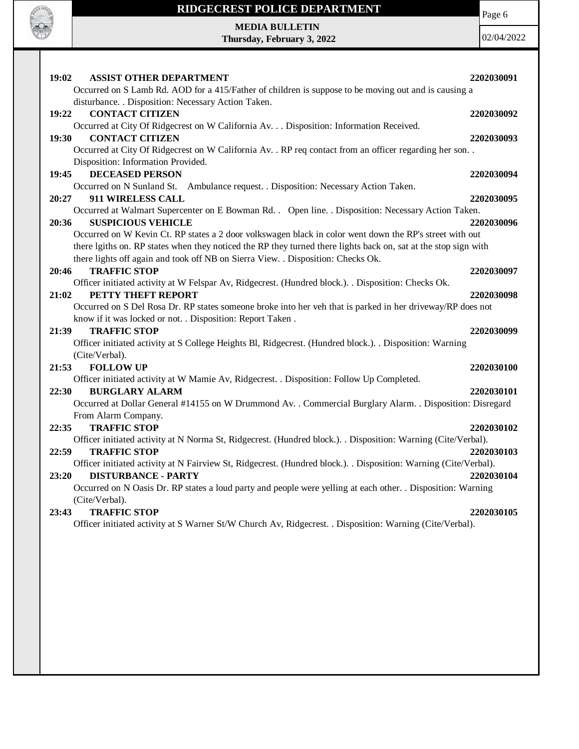**19:02 ASSIST OTHER DEPARTMENT** **2202030091**

Occurred on S Lamb Rd. AOD for a 415/Father of children is suppose to be moving out and is causing a disturbance. . Disposition: Necessary Action Taken.

**19:22 CONTACT CITIZEN** **2202030092**

Occurred at City Of Ridgecrest on W California Av. . . Disposition: Information Received.

**19:30 CONTACT CITIZEN** **2202030093**

Occurred at City Of Ridgecrest on W California Av. . RP req contact from an officer regarding her son. . Disposition: Information Provided.

**19:45 DECEASED PERSON** **2202030094**

Occurred on N Sunland St. Ambulance request. . Disposition: Necessary Action Taken.

**20:27 911 WIRELESS CALL** **2202030095**

Occurred at Walmart Supercenter on E Bowman Rd. . Open line. . Disposition: Necessary Action Taken.

**20:36 SUSPICIOUS VEHICLE** **2202030096**

Occurred on W Kevin Ct. RP states a 2 door volkswagen black in color went down the RP's street with out there lgiths on. RP states when they noticed the RP they turned there lights back on, sat at the stop sign with there lights off again and took off NB on Sierra View. . Disposition: Checks Ok.

**20:46 TRAFFIC STOP** **2202030097**

Officer initiated activity at W Felspar Av, Ridgecrest. (Hundred block.). . Disposition: Checks Ok.

**21:02 PETTY THEFT REPORT** **2202030098**

Occurred on S Del Rosa Dr. RP states someone broke into her veh that is parked in her driveway/RP does not know if it was locked or not. . Disposition: Report Taken .

**21:39 TRAFFIC STOP** **2202030099**

Officer initiated activity at S College Heights Bl, Ridgecrest. (Hundred block.). . Disposition: Warning (Cite/Verbal).

**21:53 FOLLOW UP** **2202030100**

Officer initiated activity at W Mamie Av, Ridgecrest. . Disposition: Follow Up Completed.

**22:30 BURGLARY ALARM** **2202030101**

Occurred at Dollar General #14155 on W Drummond Av. . Commercial Burglary Alarm. . Disposition: Disregard From Alarm Company.

**22:35 TRAFFIC STOP** **2202030102**

Officer initiated activity at N Norma St, Ridgecrest. (Hundred block.). . Disposition: Warning (Cite/Verbal).

**22:59 TRAFFIC STOP** **2202030103**

Officer initiated activity at N Fairview St, Ridgecrest. (Hundred block.). . Disposition: Warning (Cite/Verbal).

**23:20 DISTURBANCE - PARTY** **2202030104**

Occurred on N Oasis Dr. RP states a loud party and people were yelling at each other. . Disposition: Warning (Cite/Verbal).

**23:43 TRAFFIC STOP** **2202030105**

Officer initiated activity at S Warner St/W Church Av, Ridgecrest. . Disposition: Warning (Cite/Verbal).